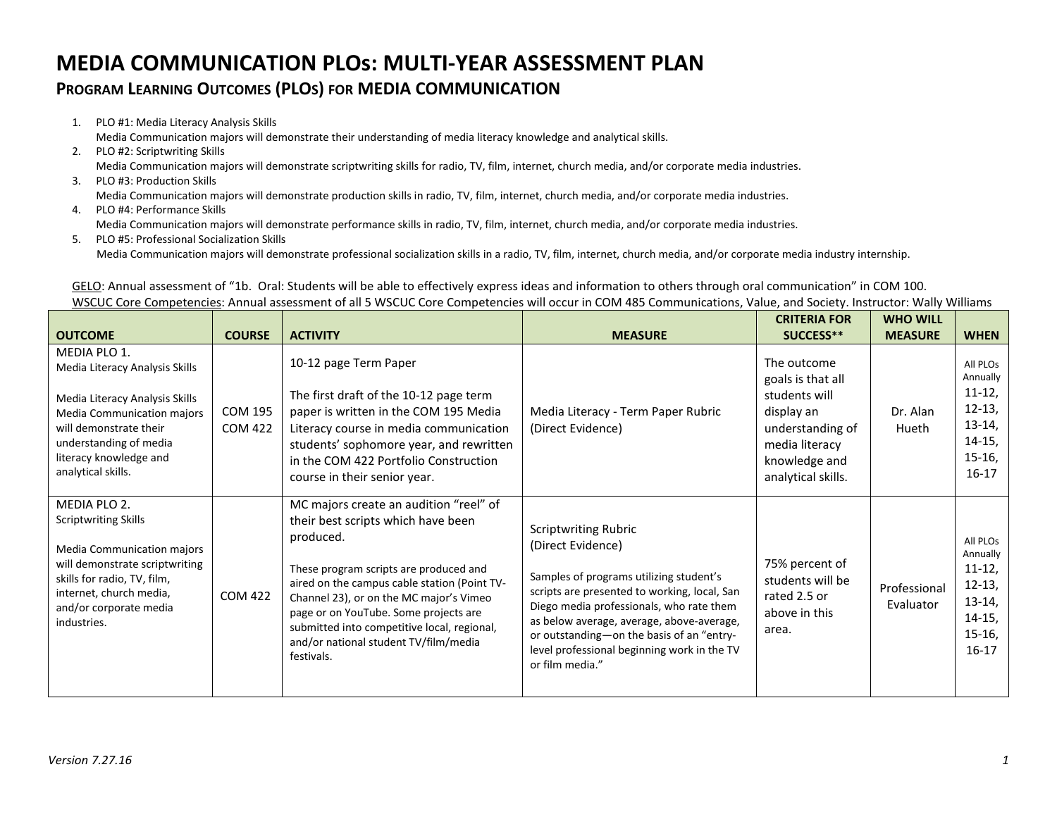# MEDIA COMMUNICATION PLOs: MULTI-YEAR ASSESSMENT PLAN

## PROGRAM LEARNING OUTCOMES (PLOs) FOR MEDIA COMMUNICATION

1. PLO #1: Media Literacy Analysis Skills
   Media Communication majors will demonstrate their understanding of media literacy knowledge and analytical skills.
2. PLO #2: Scriptwriting Skills
   Media Communication majors will demonstrate scriptwriting skills for radio, TV, film, internet, church media, and/or corporate media industries.
3. PLO #3: Production Skills
   Media Communication majors will demonstrate production skills in radio, TV, film, internet, church media, and/or corporate media industries.
4. PLO #4: Performance Skills
   Media Communication majors will demonstrate performance skills in radio, TV, film, internet, church media, and/or corporate media industries.
5. PLO #5: Professional Socialization Skills
   Media Communication majors will demonstrate professional socialization skills in a radio, TV, film, internet, church media, and/or corporate media industry internship.

GELO: Annual assessment of "1b. Oral: Students will be able to effectively express ideas and information to others through oral communication" in COM 100.
WSCUC Core Competencies: Annual assessment of all 5 WSCUC Core Competencies will occur in COM 485 Communications, Value, and Society. Instructor: Wally Williams

| OUTCOME | COURSE | ACTIVITY | MEASURE | CRITERIA FOR SUCCESS** | WHO WILL MEASURE | WHEN |
|---|---|---|---|---|---|---|
| MEDIA PLO 1. Media Literacy Analysis Skills<br><br>Media Literacy Analysis Skills Media Communication majors will demonstrate their understanding of media literacy knowledge and analytical skills. | COM 195<br>COM 422 | 10-12 page Term Paper<br><br>The first draft of the 10-12 page term paper is written in the COM 195 Media Literacy course in media communication students' sophomore year, and rewritten in the COM 422 Portfolio Construction course in their senior year. | Media Literacy - Term Paper Rubric (Direct Evidence) | The outcome goals is that all students will display an understanding of media literacy knowledge and analytical skills. | Dr. Alan Hueth | All PLOs Annually 11-12, 12-13, 13-14, 14-15, 15-16, 16-17 |
| MEDIA PLO 2. Scriptwriting Skills<br><br>Media Communication majors will demonstrate scriptwriting skills for radio, TV, film, internet, church media, and/or corporate media industries. | COM 422 | MC majors create an audition "reel" of their best scripts which have been produced.<br><br>These program scripts are produced and aired on the campus cable station (Point TV-Channel 23), or on the MC major's Vimeo page or on YouTube. Some projects are submitted into competitive local, regional, and/or national student TV/film/media festivals. | Scriptwriting Rubric (Direct Evidence)<br><br>Samples of programs utilizing student's scripts are presented to working, local, San Diego media professionals, who rate them as below average, average, above-average, or outstanding—on the basis of an "entry-level professional beginning work in the TV or film media." | 75% percent of students will be rated 2.5 or above in this area. | Professional Evaluator | All PLOs Annually 11-12, 12-13, 13-14, 14-15, 15-16, 16-17 |

*Version 7.27.16*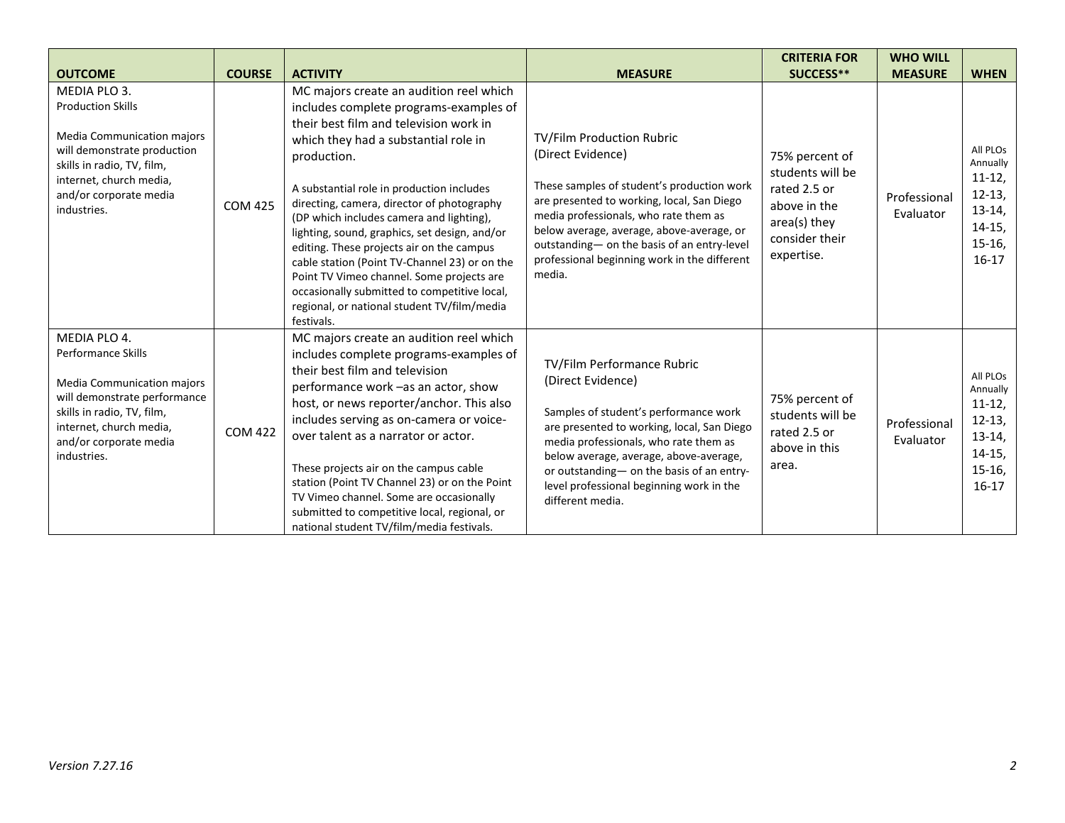| OUTCOME | COURSE | ACTIVITY | MEASURE | CRITERIA FOR SUCCESS** | WHO WILL MEASURE | WHEN |
|---|---|---|---|---|---|---|
| MEDIA PLO 3. Production Skills<br><br>Media Communication majors will demonstrate production skills in radio, TV, film, internet, church media, and/or corporate media industries. | COM 425 | MC majors create an audition reel which includes complete programs-examples of their best film and television work in which they had a substantial role in production.<br><br>A substantial role in production includes directing, camera, director of photography (DP which includes camera and lighting), lighting, sound, graphics, set design, and/or editing. These projects air on the campus cable station (Point TV-Channel 23) or on the Point TV Vimeo channel. Some projects are occasionally submitted to competitive local, regional, or national student TV/film/media festivals. | TV/Film Production Rubric (Direct Evidence)<br><br>These samples of student's production work are presented to working, local, San Diego media professionals, who rate them as below average, average, above-average, or outstanding— on the basis of an entry-level professional beginning work in the different media. | 75% percent of students will be rated 2.5 or above in the area(s) they consider their expertise. | Professional Evaluator | All PLOs Annually 11-12, 12-13, 13-14, 14-15, 15-16, 16-17 |
| MEDIA PLO 4. Performance Skills<br><br>Media Communication majors will demonstrate performance skills in radio, TV, film, internet, church media, and/or corporate media industries. | COM 422 | MC majors create an audition reel which includes complete programs-examples of their best film and television performance work –as an actor, show host, or news reporter/anchor. This also includes serving as on-camera or voice-over talent as a narrator or actor.<br><br>These projects air on the campus cable station (Point TV Channel 23) or on the Point TV Vimeo channel. Some are occasionally submitted to competitive local, regional, or national student TV/film/media festivals. | TV/Film Performance Rubric (Direct Evidence)<br><br>Samples of student's performance work are presented to working, local, San Diego media professionals, who rate them as below average, average, above-average, or outstanding— on the basis of an entry-level professional beginning work in the different media. | 75% percent of students will be rated 2.5 or above in this area. | Professional Evaluator | All PLOs Annually 11-12, 12-13, 13-14, 14-15, 15-16, 16-17 |

*Version 7.27.16*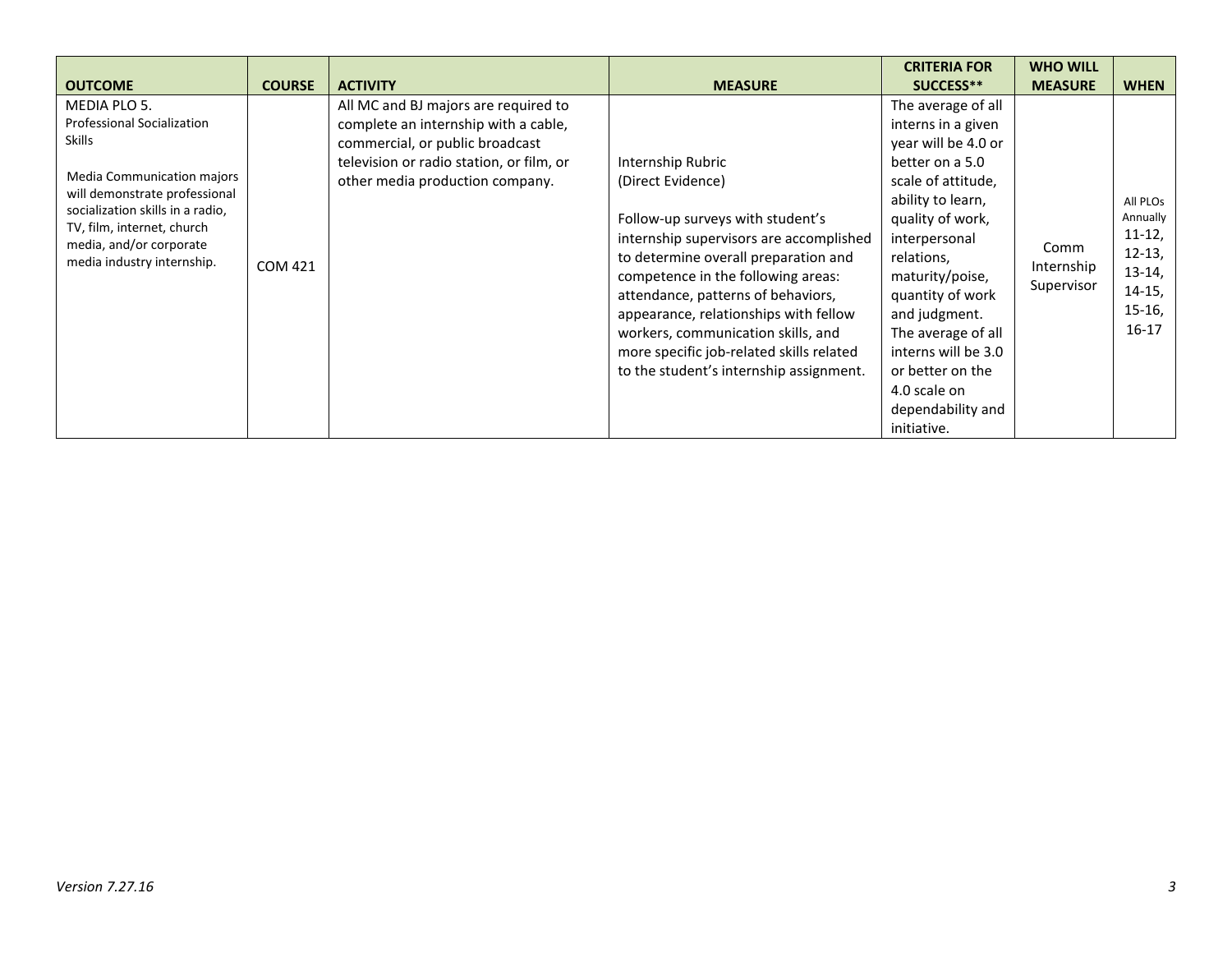| OUTCOME | COURSE | ACTIVITY | MEASURE | CRITERIA FOR SUCCESS** | WHO WILL MEASURE | WHEN |
|---|---|---|---|---|---|---|
| MEDIA PLO 5. Professional Socialization Skills<br><br>Media Communication majors will demonstrate professional socialization skills in a radio, TV, film, internet, church media, and/or corporate media industry internship. | COM 421 | All MC and BJ majors are required to complete an internship with a cable, commercial, or public broadcast television or radio station, or film, or other media production company. | Internship Rubric (Direct Evidence)<br><br>Follow-up surveys with student's internship supervisors are accomplished to determine overall preparation and competence in the following areas: attendance, patterns of behaviors, appearance, relationships with fellow workers, communication skills, and more specific job-related skills related to the student's internship assignment. | The average of all interns in a given year will be 4.0 or better on a 5.0 scale of attitude, ability to learn, quality of work, interpersonal relations, maturity/poise, quantity of work and judgment. The average of all interns will be 3.0 or better on the 4.0 scale on dependability and initiative. | Comm Internship Supervisor | All PLOs Annually 11-12, 12-13, 13-14, 14-15, 15-16, 16-17 |

*Version 7.27.16*